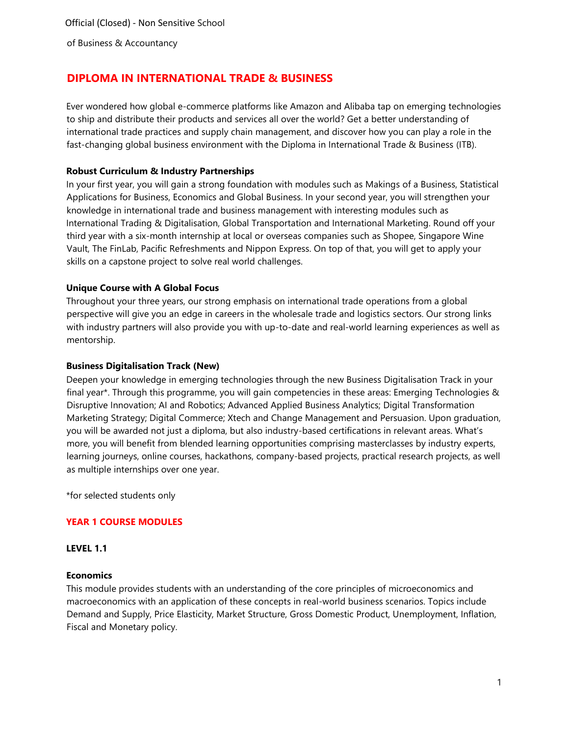Official (Closed) - Non Sensitive School

of Business & Accountancy

# DIPLOMA IN INTERNATIONAL TRADE & BUSINESS

Ever wondered how global e-commerce platforms like Amazon and Alibaba tap on emerging technologies to ship and distribute their products and services all over the world? Get a better understanding of international trade practices and supply chain management, and discover how you can play a role in the fast-changing global business environment with the Diploma in International Trade & Business (ITB).

### Robust Curriculum & Industry Partnerships

In your first year, you will gain a strong foundation with modules such as Makings of a Business, Statistical Applications for Business, Economics and Global Business. In your second year, you will strengthen your knowledge in international trade and business management with interesting modules such as International Trading & Digitalisation, Global Transportation and International Marketing. Round off your third year with a six-month internship at local or overseas companies such as Shopee, Singapore Wine Vault, The FinLab, Pacific Refreshments and Nippon Express. On top of that, you will get to apply your skills on a capstone project to solve real world challenges.

### Unique Course with A Global Focus

Throughout your three years, our strong emphasis on international trade operations from a global perspective will give you an edge in careers in the wholesale trade and logistics sectors. Our strong links with industry partners will also provide you with up-to-date and real-world learning experiences as well as mentorship.

### Business Digitalisation Track (New)

Deepen your knowledge in emerging technologies through the new Business Digitalisation Track in your final year*. Through this programme, you will gain competencies in these areas: Emerging Technologies & Disruptive Innovation; AI and Robotics; Advanced Applied Business Analytics; Digital Transformation Marketing Strategy; Digital Commerce; Xtech and Change Management and Persuasion. Upon graduation, you will be awarded not just a diploma, but also industry-based certifications in relevant areas. What's more, you will benefit from blended learning opportunities comprising masterclasses by industry experts, learning journeys, online courses, hackathons, company-based projects, practical research projects, as well as multiple internships over one year.

*for selected students only

## YEAR 1 COURSE MODULES

### LEVEL 1.1

#### Economics

This module provides students with an understanding of the core principles of microeconomics and macroeconomics with an application of these concepts in real-world business scenarios. Topics include Demand and Supply, Price Elasticity, Market Structure, Gross Domestic Product, Unemployment, Inflation, Fiscal and Monetary policy.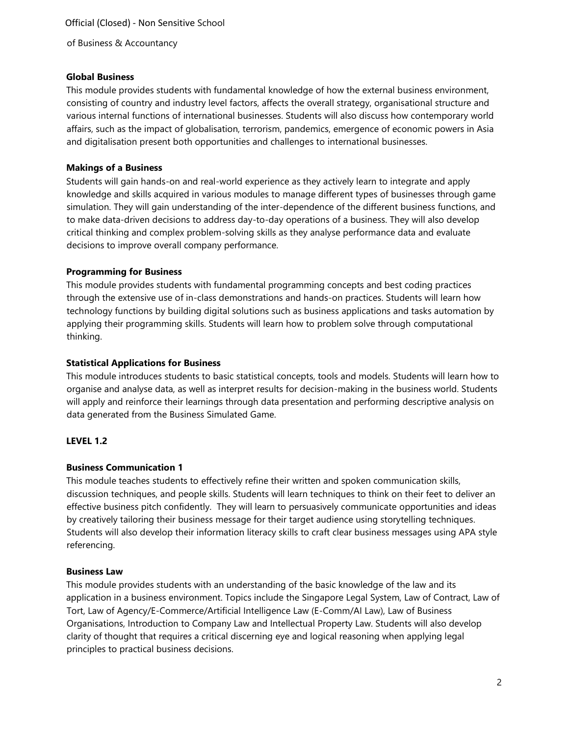### Global Business

This module provides students with fundamental knowledge of how the external business environment, consisting of country and industry level factors, affects the overall strategy, organisational structure and various internal functions of international businesses. Students will also discuss how contemporary world affairs, such as the impact of globalisation, terrorism, pandemics, emergence of economic powers in Asia and digitalisation present both opportunities and challenges to international businesses.

### Makings of a Business

Students will gain hands-on and real-world experience as they actively learn to integrate and apply knowledge and skills acquired in various modules to manage different types of businesses through game simulation. They will gain understanding of the inter-dependence of the different business functions, and to make data-driven decisions to address day-to-day operations of a business. They will also develop critical thinking and complex problem-solving skills as they analyse performance data and evaluate decisions to improve overall company performance.

### Programming for Business

This module provides students with fundamental programming concepts and best coding practices through the extensive use of in-class demonstrations and hands-on practices. Students will learn how technology functions by building digital solutions such as business applications and tasks automation by applying their programming skills. Students will learn how to problem solve through computational thinking.

### Statistical Applications for Business

This module introduces students to basic statistical concepts, tools and models. Students will learn how to organise and analyse data, as well as interpret results for decision-making in the business world. Students will apply and reinforce their learnings through data presentation and performing descriptive analysis on data generated from the Business Simulated Game.

## LEVEL 1.2

### Business Communication 1

This module teaches students to effectively refine their written and spoken communication skills, discussion techniques, and people skills. Students will learn techniques to think on their feet to deliver an effective business pitch confidently. They will learn to persuasively communicate opportunities and ideas by creatively tailoring their business message for their target audience using storytelling techniques. Students will also develop their information literacy skills to craft clear business messages using APA style referencing.

### Business Law

This module provides students with an understanding of the basic knowledge of the law and its application in a business environment. Topics include the Singapore Legal System, Law of Contract, Law of Tort, Law of Agency/E-Commerce/Artificial Intelligence Law (E-Comm/AI Law), Law of Business Organisations, Introduction to Company Law and Intellectual Property Law. Students will also develop clarity of thought that requires a critical discerning eye and logical reasoning when applying legal principles to practical business decisions.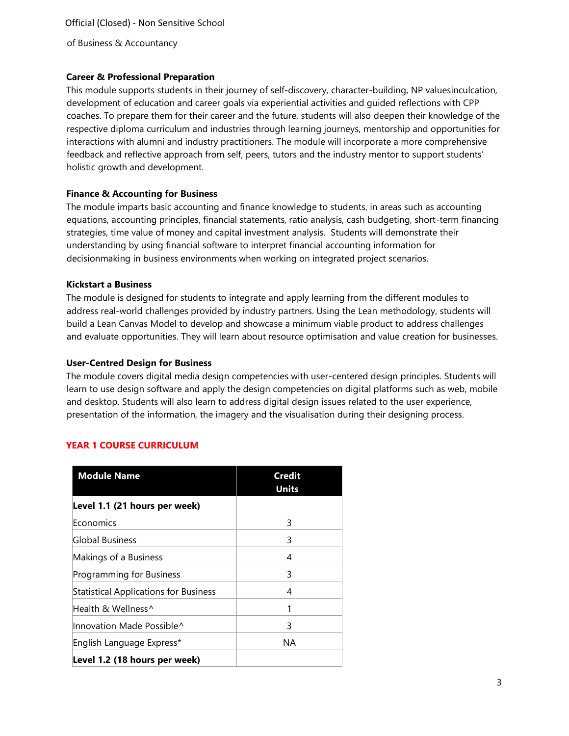**Career & Professional Preparation**

This module supports students in their journey of self-discovery, character-building, NP valuesinculcation, development of education and career goals via experiential activities and guided reflections with CPP coaches. To prepare them for their career and the future, students will also deepen their knowledge of the respective diploma curriculum and industries through learning journeys, mentorship and opportunities for interactions with alumni and industry practitioners. The module will incorporate a more comprehensive feedback and reflective approach from self, peers, tutors and the industry mentor to support students' holistic growth and development.

**Finance & Accounting for Business**

The module imparts basic accounting and finance knowledge to students, in areas such as accounting equations, accounting principles, financial statements, ratio analysis, cash budgeting, short-term financing strategies, time value of money and capital investment analysis. Students will demonstrate their understanding by using financial software to interpret financial accounting information for decisionmaking in business environments when working on integrated project scenarios.

**Kickstart a Business**

The module is designed for students to integrate and apply learning from the different modules to address real-world challenges provided by industry partners. Using the Lean methodology, students will build a Lean Canvas Model to develop and showcase a minimum viable product to address challenges and evaluate opportunities. They will learn about resource optimisation and value creation for businesses.

**User-Centred Design for Business**

The module covers digital media design competencies with user-centered design principles. Students will learn to use design software and apply the design competencies on digital platforms such as web, mobile and desktop. Students will also learn to address digital design issues related to the user experience, presentation of the information, the imagery and the visualisation during their designing process.

## YEAR 1 COURSE CURRICULUM

| Module Name | Credit Units |
|---|---|
| **Level 1.1 (21 hours per week)** | |
| Economics | 3 |
| Global Business | 3 |
| Makings of a Business | 4 |
| Programming for Business | 3 |
| Statistical Applications for Business | 4 |
| Health & Wellness^ | 1 |
| Innovation Made Possible^ | 3 |
| English Language Express* | NA |
| **Level 1.2 (18 hours per week)** | |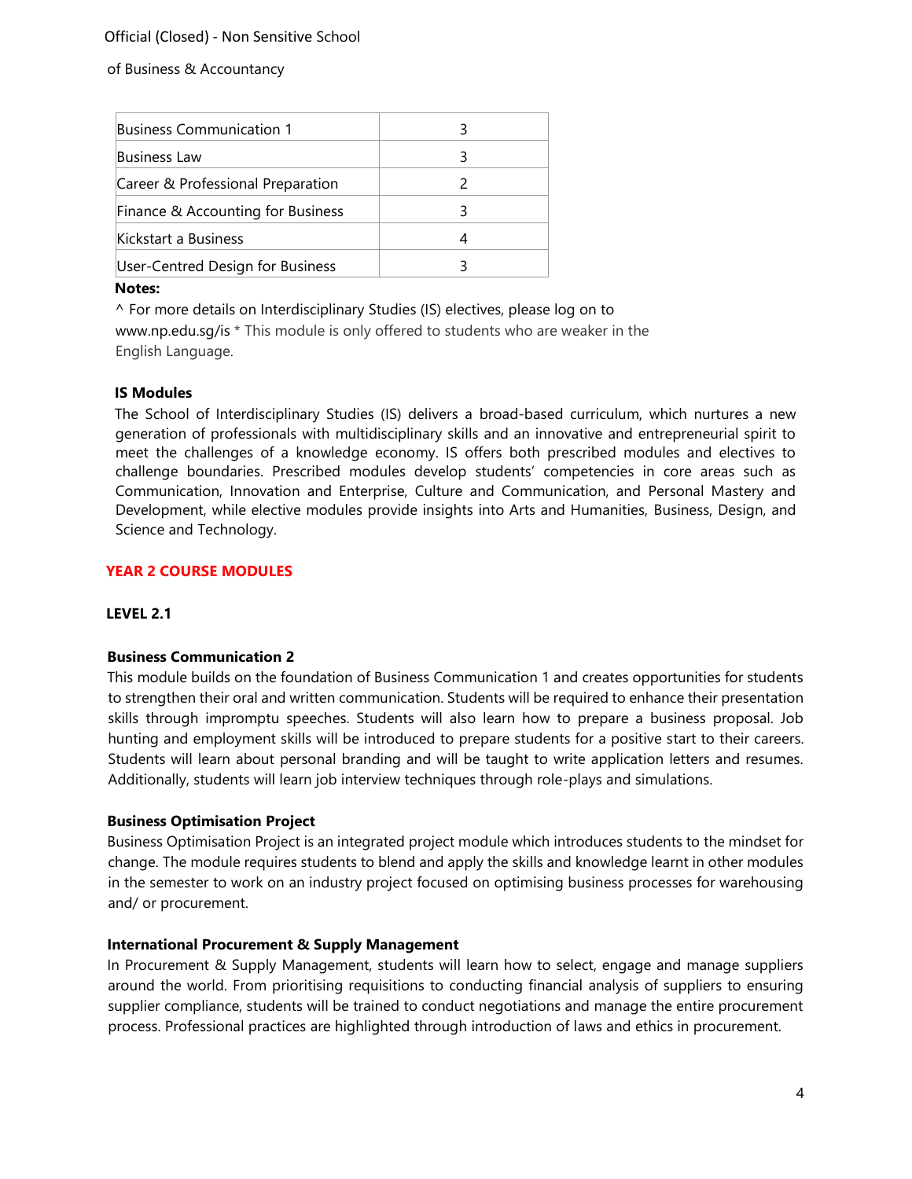| Business Communication 1 | 3 |
| --- | --- |
| Business Law | 3 |
| Career & Professional Preparation | 2 |
| Finance & Accounting for Business | 3 |
| Kickstart a Business | 4 |
| User-Centred Design for Business | 3 |

**Notes:**

^ For more details on Interdisciplinary Studies (IS) electives, please log on to www.np.edu.sg/is * This module is only offered to students who are weaker in the English Language.

**IS Modules**

The School of Interdisciplinary Studies (IS) delivers a broad-based curriculum, which nurtures a new generation of professionals with multidisciplinary skills and an innovative and entrepreneurial spirit to meet the challenges of a knowledge economy. IS offers both prescribed modules and electives to challenge boundaries. Prescribed modules develop students' competencies in core areas such as Communication, Innovation and Enterprise, Culture and Communication, and Personal Mastery and Development, while elective modules provide insights into Arts and Humanities, Business, Design, and Science and Technology.

## YEAR 2 COURSE MODULES

### LEVEL 2.1

**Business Communication 2**

This module builds on the foundation of Business Communication 1 and creates opportunities for students to strengthen their oral and written communication. Students will be required to enhance their presentation skills through impromptu speeches. Students will also learn how to prepare a business proposal. Job hunting and employment skills will be introduced to prepare students for a positive start to their careers. Students will learn about personal branding and will be taught to write application letters and resumes. Additionally, students will learn job interview techniques through role-plays and simulations.

**Business Optimisation Project**

Business Optimisation Project is an integrated project module which introduces students to the mindset for change. The module requires students to blend and apply the skills and knowledge learnt in other modules in the semester to work on an industry project focused on optimising business processes for warehousing and/ or procurement.

**International Procurement & Supply Management**

In Procurement & Supply Management, students will learn how to select, engage and manage suppliers around the world. From prioritising requisitions to conducting financial analysis of suppliers to ensuring supplier compliance, students will be trained to conduct negotiations and manage the entire procurement process. Professional practices are highlighted through introduction of laws and ethics in procurement.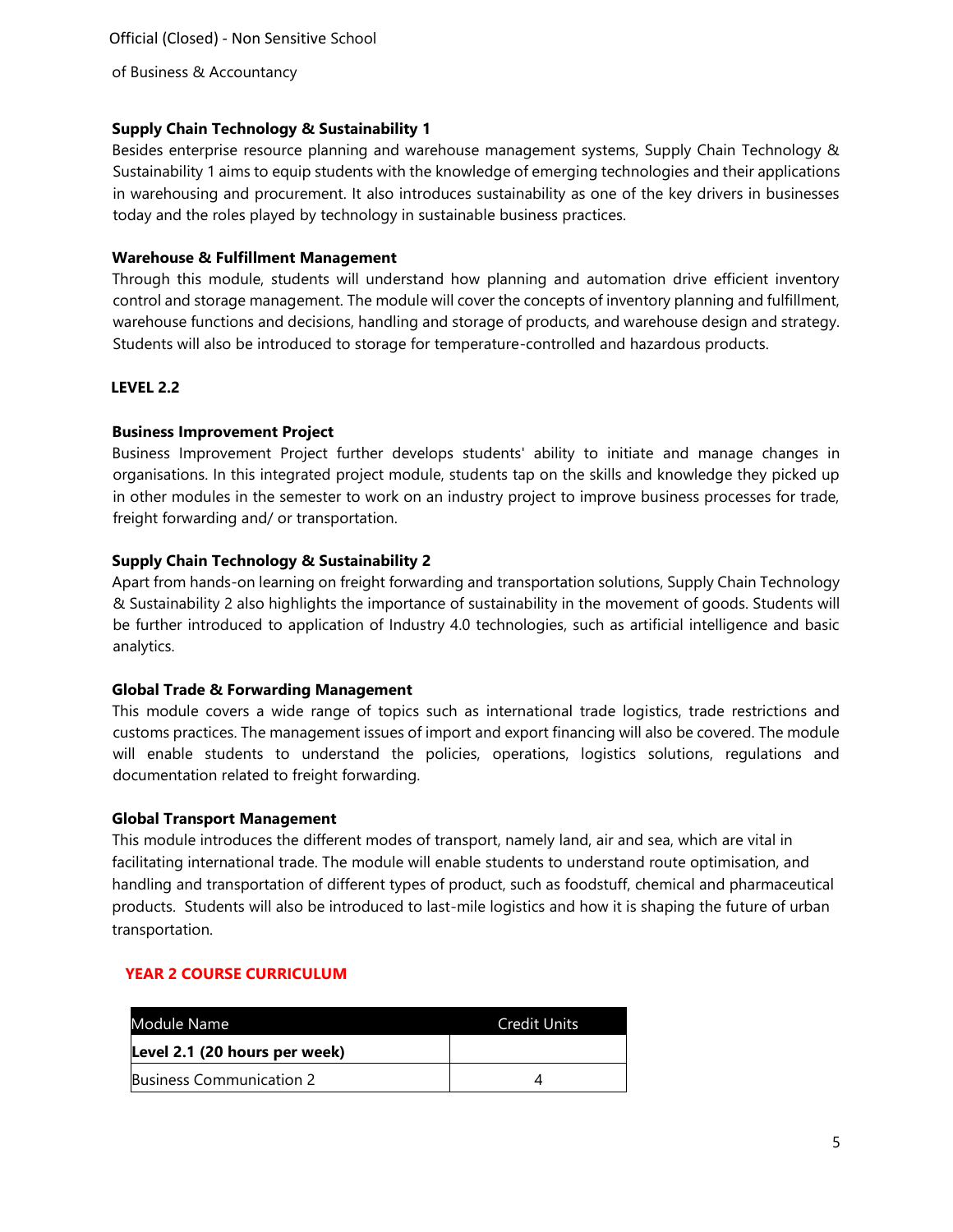### Supply Chain Technology & Sustainability 1

Besides enterprise resource planning and warehouse management systems, Supply Chain Technology & Sustainability 1 aims to equip students with the knowledge of emerging technologies and their applications in warehousing and procurement. It also introduces sustainability as one of the key drivers in businesses today and the roles played by technology in sustainable business practices.

### Warehouse & Fulfillment Management

Through this module, students will understand how planning and automation drive efficient inventory control and storage management. The module will cover the concepts of inventory planning and fulfillment, warehouse functions and decisions, handling and storage of products, and warehouse design and strategy. Students will also be introduced to storage for temperature-controlled and hazardous products.

## LEVEL 2.2

### Business Improvement Project

Business Improvement Project further develops students' ability to initiate and manage changes in organisations. In this integrated project module, students tap on the skills and knowledge they picked up in other modules in the semester to work on an industry project to improve business processes for trade, freight forwarding and/ or transportation.

### Supply Chain Technology & Sustainability 2

Apart from hands-on learning on freight forwarding and transportation solutions, Supply Chain Technology & Sustainability 2 also highlights the importance of sustainability in the movement of goods. Students will be further introduced to application of Industry 4.0 technologies, such as artificial intelligence and basic analytics.

### Global Trade & Forwarding Management

This module covers a wide range of topics such as international trade logistics, trade restrictions and customs practices. The management issues of import and export financing will also be covered. The module will enable students to understand the policies, operations, logistics solutions, regulations and documentation related to freight forwarding.

### Global Transport Management

This module introduces the different modes of transport, namely land, air and sea, which are vital in facilitating international trade. The module will enable students to understand route optimisation, and handling and transportation of different types of product, such as foodstuff, chemical and pharmaceutical products. Students will also be introduced to last-mile logistics and how it is shaping the future of urban transportation.

## YEAR 2 COURSE CURRICULUM

| Module Name | Credit Units |
|---|---|
| **Level 2.1 (20 hours per week)** | |
| Business Communication 2 | 4 |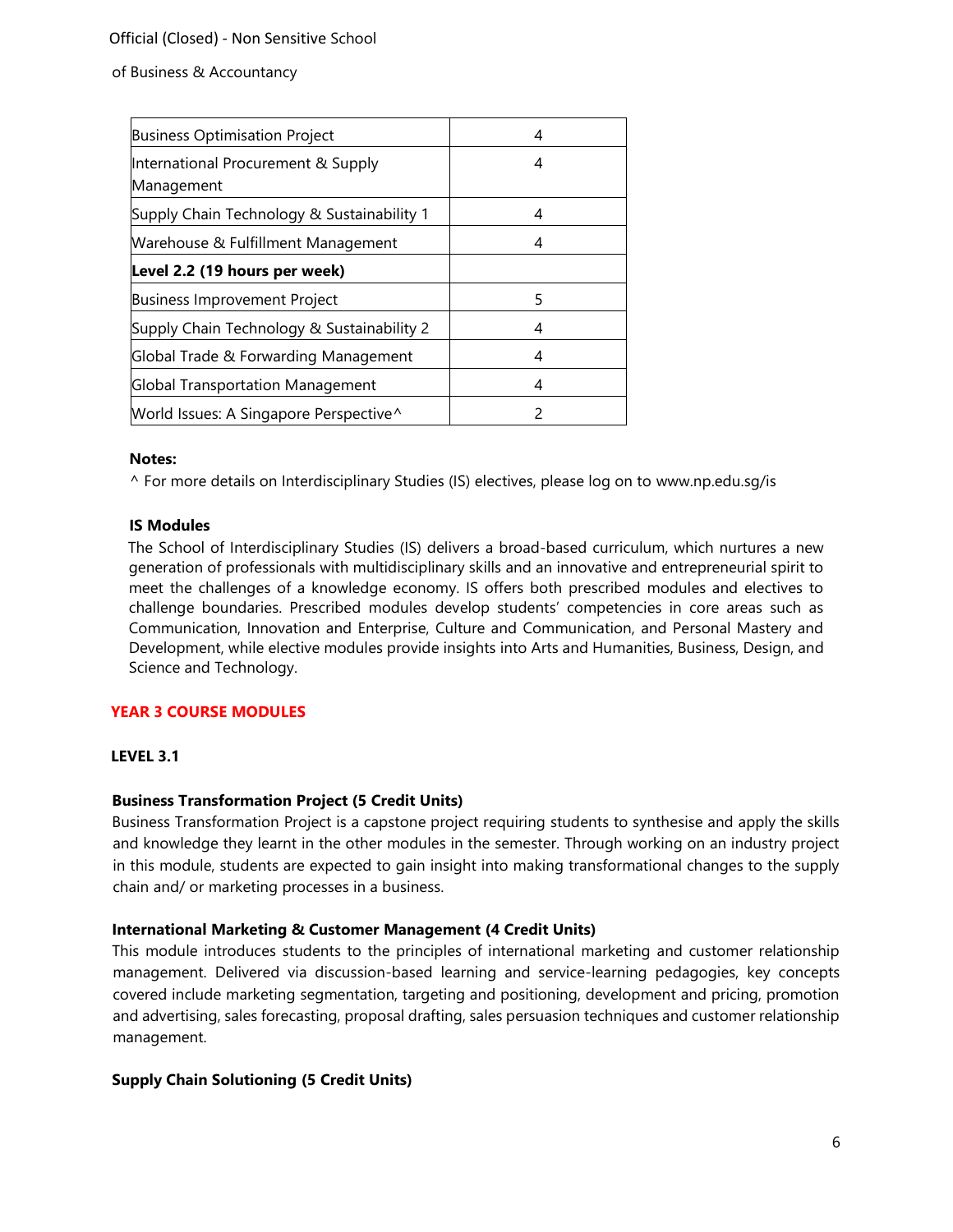| | |
|---|---|
| Business Optimisation Project | 4 |
| International Procurement & Supply Management | 4 |
| Supply Chain Technology & Sustainability 1 | 4 |
| Warehouse & Fulfillment Management | 4 |
| **Level 2.2 (19 hours per week)** | |
| Business Improvement Project | 5 |
| Supply Chain Technology & Sustainability 2 | 4 |
| Global Trade & Forwarding Management | 4 |
| Global Transportation Management | 4 |
| World Issues: A Singapore Perspective^ | 2 |

**Notes:**

^ For more details on Interdisciplinary Studies (IS) electives, please log on to www.np.edu.sg/is

**IS Modules**

The School of Interdisciplinary Studies (IS) delivers a broad-based curriculum, which nurtures a new generation of professionals with multidisciplinary skills and an innovative and entrepreneurial spirit to meet the challenges of a knowledge economy. IS offers both prescribed modules and electives to challenge boundaries. Prescribed modules develop students' competencies in core areas such as Communication, Innovation and Enterprise, Culture and Communication, and Personal Mastery and Development, while elective modules provide insights into Arts and Humanities, Business, Design, and Science and Technology.

## YEAR 3 COURSE MODULES

### LEVEL 3.1

**Business Transformation Project (5 Credit Units)**

Business Transformation Project is a capstone project requiring students to synthesise and apply the skills and knowledge they learnt in the other modules in the semester. Through working on an industry project in this module, students are expected to gain insight into making transformational changes to the supply chain and/ or marketing processes in a business.

**International Marketing & Customer Management (4 Credit Units)**

This module introduces students to the principles of international marketing and customer relationship management. Delivered via discussion-based learning and service-learning pedagogies, key concepts covered include marketing segmentation, targeting and positioning, development and pricing, promotion and advertising, sales forecasting, proposal drafting, sales persuasion techniques and customer relationship management.

**Supply Chain Solutioning (5 Credit Units)**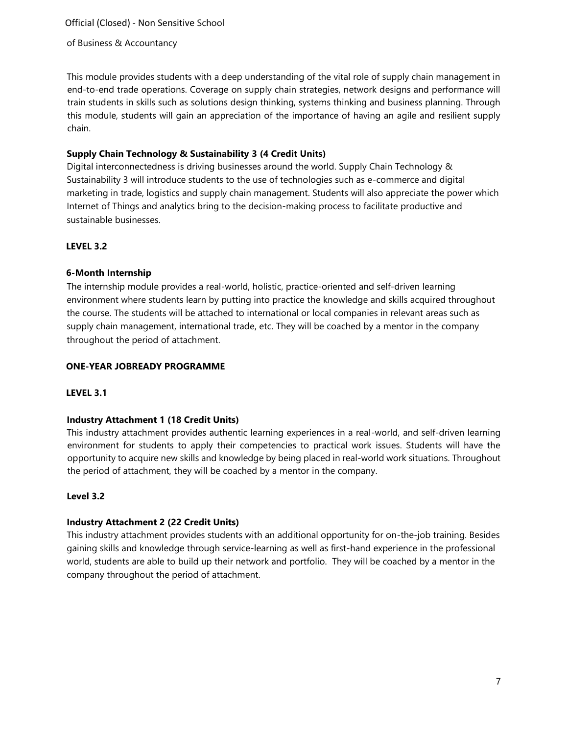This module provides students with a deep understanding of the vital role of supply chain management in end-to-end trade operations. Coverage on supply chain strategies, network designs and performance will train students in skills such as solutions design thinking, systems thinking and business planning. Through this module, students will gain an appreciation of the importance of having an agile and resilient supply chain.

**Supply Chain Technology & Sustainability 3 (4 Credit Units)**

Digital interconnectedness is driving businesses around the world. Supply Chain Technology & Sustainability 3 will introduce students to the use of technologies such as e-commerce and digital marketing in trade, logistics and supply chain management. Students will also appreciate the power which Internet of Things and analytics bring to the decision-making process to facilitate productive and sustainable businesses.

**LEVEL 3.2**

**6-Month Internship**

The internship module provides a real-world, holistic, practice-oriented and self-driven learning environment where students learn by putting into practice the knowledge and skills acquired throughout the course. The students will be attached to international or local companies in relevant areas such as supply chain management, international trade, etc. They will be coached by a mentor in the company throughout the period of attachment.

**ONE-YEAR JOBREADY PROGRAMME**

**LEVEL 3.1**

**Industry Attachment 1 (18 Credit Units)**

This industry attachment provides authentic learning experiences in a real-world, and self-driven learning environment for students to apply their competencies to practical work issues. Students will have the opportunity to acquire new skills and knowledge by being placed in real-world work situations. Throughout the period of attachment, they will be coached by a mentor in the company.

**Level 3.2**

**Industry Attachment 2 (22 Credit Units)**

This industry attachment provides students with an additional opportunity for on-the-job training. Besides gaining skills and knowledge through service-learning as well as first-hand experience in the professional world, students are able to build up their network and portfolio. They will be coached by a mentor in the company throughout the period of attachment.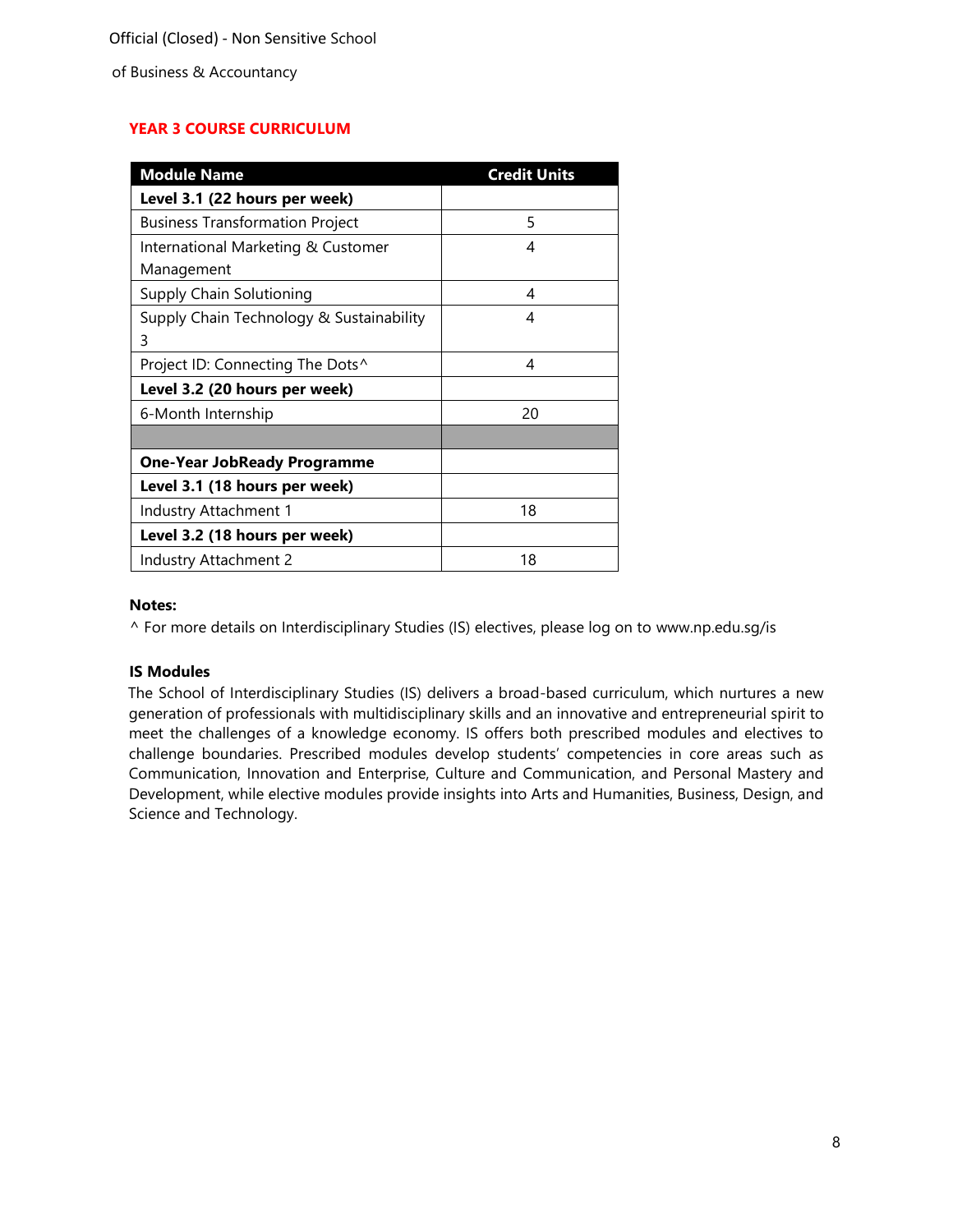Official (Closed) - Non Sensitive School of Business & Accountancy

## YEAR 3 COURSE CURRICULUM

| Module Name | Credit Units |
|---|---|
| **Level 3.1 (22 hours per week)** | |
| Business Transformation Project | 5 |
| International Marketing & Customer Management | 4 |
| Supply Chain Solutioning | 4 |
| Supply Chain Technology & Sustainability 3 | 4 |
| Project ID: Connecting The Dots^ | 4 |
| **Level 3.2 (20 hours per week)** | |
| 6-Month Internship | 20 |
| | |
| **One-Year JobReady Programme** | |
| **Level 3.1 (18 hours per week)** | |
| Industry Attachment 1 | 18 |
| **Level 3.2 (18 hours per week)** | |
| Industry Attachment 2 | 18 |

**Notes:**

^ For more details on Interdisciplinary Studies (IS) electives, please log on to www.np.edu.sg/is

**IS Modules**

The School of Interdisciplinary Studies (IS) delivers a broad-based curriculum, which nurtures a new generation of professionals with multidisciplinary skills and an innovative and entrepreneurial spirit to meet the challenges of a knowledge economy. IS offers both prescribed modules and electives to challenge boundaries. Prescribed modules develop students' competencies in core areas such as Communication, Innovation and Enterprise, Culture and Communication, and Personal Mastery and Development, while elective modules provide insights into Arts and Humanities, Business, Design, and Science and Technology.